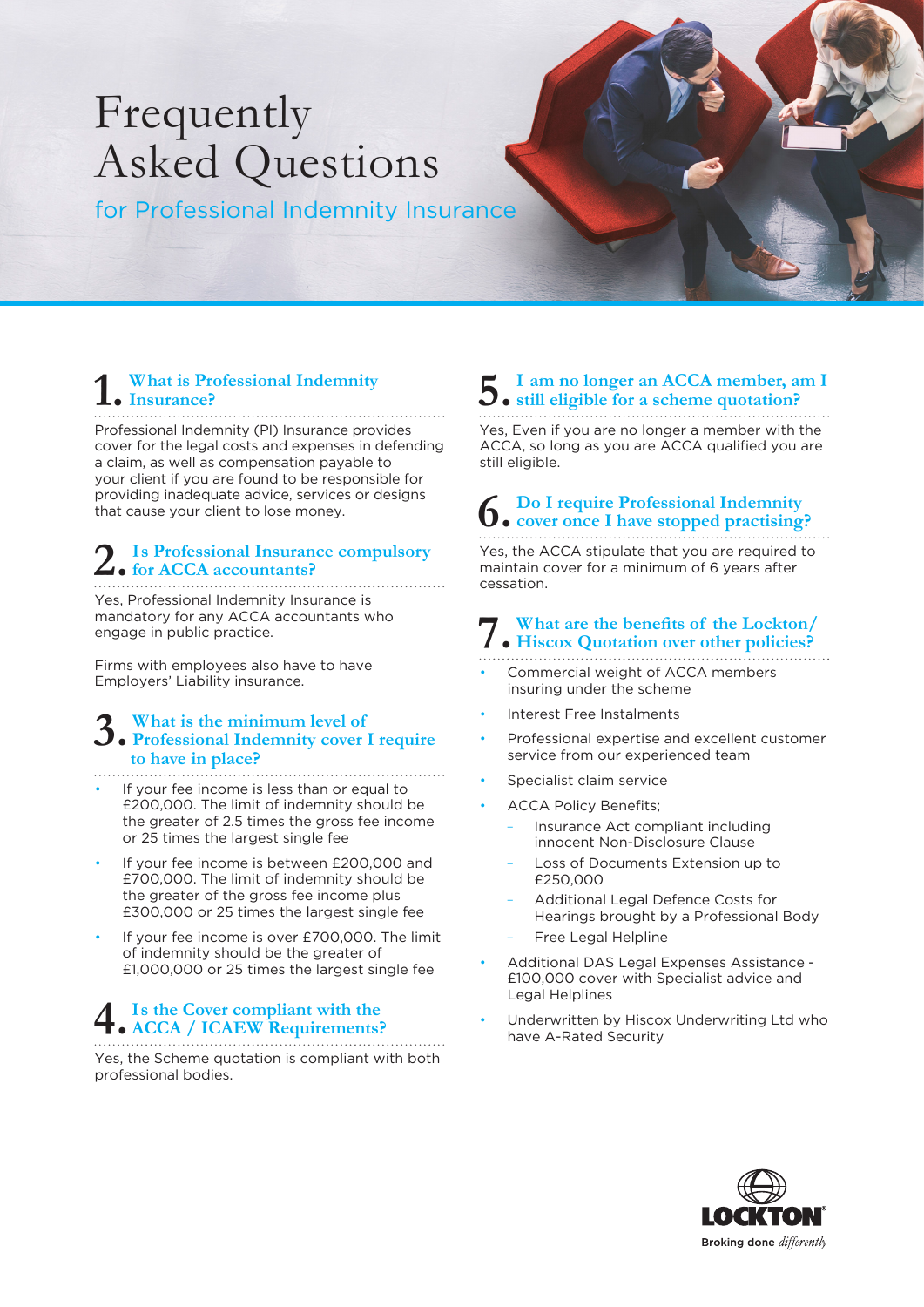# Frequently Asked Questions

## for Professional Indemnity Insurance

### 1. What is Professional Indemnity Insurance?

Professional Indemnity (PI) Insurance provides cover for the legal costs and expenses in defending a claim, as well as compensation payable to your client if you are found to be responsible for providing inadequate advice, services or designs that cause your client to lose money.

### 2. Is Professional Insurance compulsory for ACCA accountants?

Yes, Professional Indemnity Insurance is mandatory for any ACCA accountants who engage in public practice.

Firms with employees also have to have Employers' Liability insurance.

### 3. What is the minimum level of Professional Indemnity cover I require to have in place?

- If your fee income is less than or equal to £200,000. The limit of indemnity should be the greater of 2.5 times the gross fee income or 25 times the largest single fee
- If your fee income is between £200,000 and £700,000. The limit of indemnity should be the greater of the gross fee income plus £300,000 or 25 times the largest single fee
- If your fee income is over £700,000. The limit of indemnity should be the greater of £1,000,000 or 25 times the largest single fee

### 4. Is the Cover compliant with the ACCA / ICAEW Requirements?

Yes, the Scheme quotation is compliant with both professional bodies.

### 5. I am no longer an ACCA member, am I still eligible for a scheme quotation?

Yes, Even if you are no longer a member with the ACCA, so long as you are ACCA qualified you are still eligible.

### 6. Do I require Professional Indemnity cover once I have stopped practising?

Yes, the ACCA stipulate that you are required to maintain cover for a minimum of 6 years after cessation.

### 7. What are the benefits of the Lockton/ Hiscox Quotation over other policies?

- Commercial weight of ACCA members insuring under the scheme
- Interest Free Instalments
- Professional expertise and excellent customer service from our experienced team
- Specialist claim service
- ACCA Policy Benefits;
  - Insurance Act compliant including innocent Non-Disclosure Clause
  - Loss of Documents Extension up to £250,000
  - Additional Legal Defence Costs for Hearings brought by a Professional Body
  - Free Legal Helpline
- Additional DAS Legal Expenses Assistance - £100,000 cover with Specialist advice and Legal Helplines
- Underwritten by Hiscox Underwriting Ltd who have A-Rated Security

LOCKTON

Broking done *differently*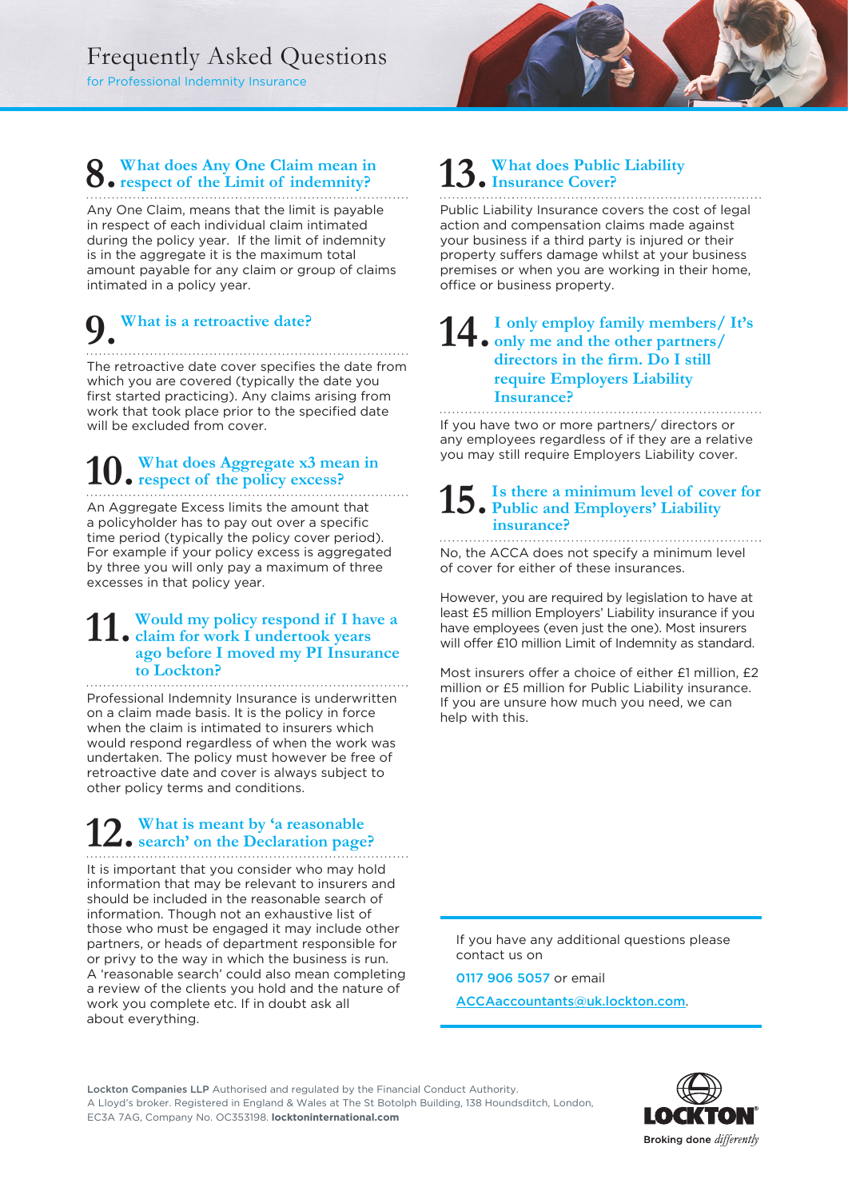# Frequently Asked Questions

for Professional Indemnity Insurance

## 8. What does Any One Claim mean in respect of the Limit of indemnity?

Any One Claim, means that the limit is payable in respect of each individual claim intimated during the policy year. If the limit of indemnity is in the aggregate it is the maximum total amount payable for any claim or group of claims intimated in a policy year.

## 9. What is a retroactive date?

The retroactive date cover specifies the date from which you are covered (typically the date you first started practicing). Any claims arising from work that took place prior to the specified date will be excluded from cover.

## 10. What does Aggregate x3 mean in respect of the policy excess?

An Aggregate Excess limits the amount that a policyholder has to pay out over a specific time period (typically the policy cover period). For example if your policy excess is aggregated by three you will only pay a maximum of three excesses in that policy year.

## 11. Would my policy respond if I have a claim for work I undertook years ago before I moved my PI Insurance to Lockton?

Professional Indemnity Insurance is underwritten on a claim made basis. It is the policy in force when the claim is intimated to insurers which would respond regardless of when the work was undertaken. The policy must however be free of retroactive date and cover is always subject to other policy terms and conditions.

## 12. What is meant by 'a reasonable search' on the Declaration page?

It is important that you consider who may hold information that may be relevant to insurers and should be included in the reasonable search of information. Though not an exhaustive list of those who must be engaged it may include other partners, or heads of department responsible for or privy to the way in which the business is run. A 'reasonable search' could also mean completing a review of the clients you hold and the nature of work you complete etc. If in doubt ask all about everything.

## 13. What does Public Liability Insurance Cover?

Public Liability Insurance covers the cost of legal action and compensation claims made against your business if a third party is injured or their property suffers damage whilst at your business premises or when you are working in their home, office or business property.

## 14. I only employ family members/ It's only me and the other partners/ directors in the firm. Do I still require Employers Liability Insurance?

If you have two or more partners/ directors or any employees regardless of if they are a relative you may still require Employers Liability cover.

## 15. Is there a minimum level of cover for Public and Employers' Liability insurance?

No, the ACCA does not specify a minimum level of cover for either of these insurances.

However, you are required by legislation to have at least £5 million Employers' Liability insurance if you have employees (even just the one). Most insurers will offer £10 million Limit of Indemnity as standard.

Most insurers offer a choice of either £1 million, £2 million or £5 million for Public Liability insurance. If you are unsure how much you need, we can help with this.

---

If you have any additional questions please contact us on

0117 906 5057 or email

ACCAaccountants@uk.lockton.com.

---

**Lockton Companies LLP** Authorised and regulated by the Financial Conduct Authority. A Lloyd's broker. Registered in England & Wales at The St Botolph Building, 138 Houndsditch, London, EC3A 7AG, Company No. OC353198. **locktoninternational.com**

LOCKTON

Broking done *differently*